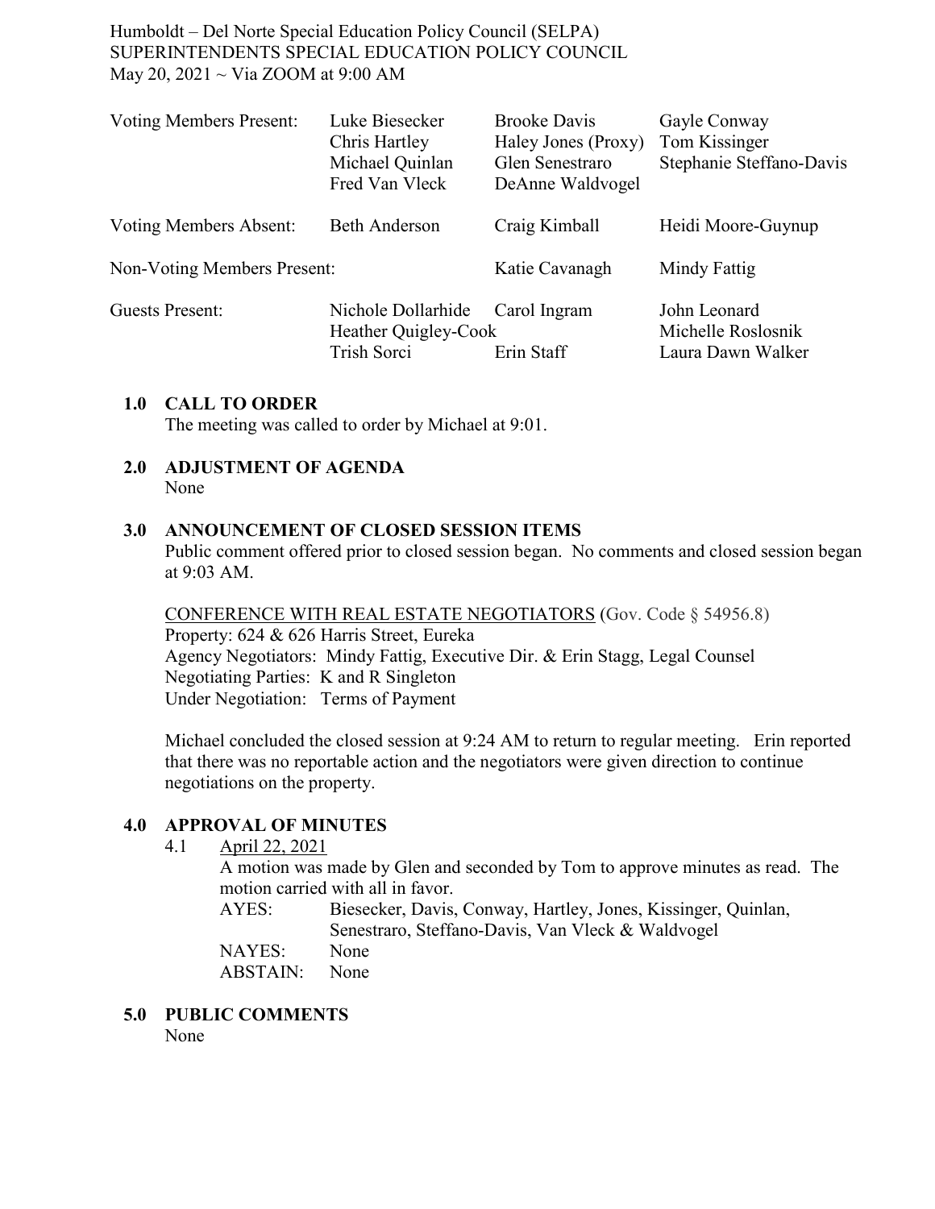Humboldt – Del Norte Special Education Policy Council (SELPA)
SUPERINTENDENTS SPECIAL EDUCATION POLICY COUNCIL
May 20, 2021 ~ Via ZOOM at 9:00 AM

| | | | |
|---|---|---|---|
| Voting Members Present: | Luke Biesecker<br>Chris Hartley<br>Michael Quinlan<br>Fred Van Vleck | Brooke Davis<br>Haley Jones (Proxy)<br>Glen Senestraro<br>DeAnne Waldvogel | Gayle Conway<br>Tom Kissinger<br>Stephanie Steffano-Davis |
| Voting Members Absent: | Beth Anderson | Craig Kimball | Heidi Moore-Guynup |
| Non-Voting Members Present: | | Katie Cavanagh | Mindy Fattig |
| Guests Present: | Nichole Dollarhide<br>Heather Quigley-Cook<br>Trish Sorci | Carol Ingram<br><br>Erin Staff | John Leonard<br>Michelle Roslosnik<br>Laura Dawn Walker |

## 1.0 CALL TO ORDER

The meeting was called to order by Michael at 9:01.

## 2.0 ADJUSTMENT OF AGENDA

None

## 3.0 ANNOUNCEMENT OF CLOSED SESSION ITEMS

Public comment offered prior to closed session began. No comments and closed session began at 9:03 AM.

CONFERENCE WITH REAL ESTATE NEGOTIATORS (Gov. Code § 54956.8)
Property: 624 & 626 Harris Street, Eureka
Agency Negotiators: Mindy Fattig, Executive Dir. & Erin Stagg, Legal Counsel
Negotiating Parties: K and R Singleton
Under Negotiation: Terms of Payment

Michael concluded the closed session at 9:24 AM to return to regular meeting. Erin reported that there was no reportable action and the negotiators were given direction to continue negotiations on the property.

## 4.0 APPROVAL OF MINUTES

4.1 April 22, 2021

A motion was made by Glen and seconded by Tom to approve minutes as read. The motion carried with all in favor.

AYES: Biesecker, Davis, Conway, Hartley, Jones, Kissinger, Quinlan, Senestraro, Steffano-Davis, Van Vleck & Waldvogel
NAYES: None
ABSTAIN: None

## 5.0 PUBLIC COMMENTS

None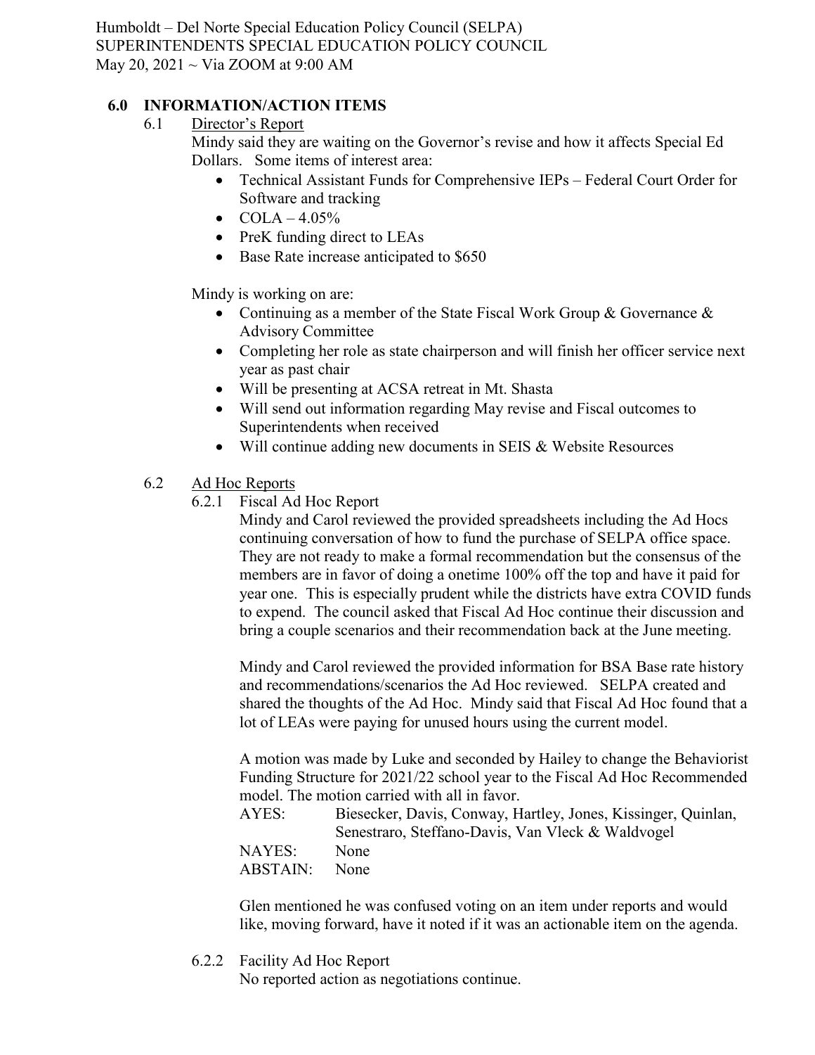## 6.0 INFORMATION/ACTION ITEMS

### 6.1 Director's Report

Mindy said they are waiting on the Governor's revise and how it affects Special Ed Dollars. Some items of interest area:

- Technical Assistant Funds for Comprehensive IEPs – Federal Court Order for Software and tracking
- COLA – 4.05%
- PreK funding direct to LEAs
- Base Rate increase anticipated to $650

Mindy is working on are:

- Continuing as a member of the State Fiscal Work Group & Governance & Advisory Committee
- Completing her role as state chairperson and will finish her officer service next year as past chair
- Will be presenting at ACSA retreat in Mt. Shasta
- Will send out information regarding May revise and Fiscal outcomes to Superintendents when received
- Will continue adding new documents in SEIS & Website Resources

### 6.2 Ad Hoc Reports

#### 6.2.1 Fiscal Ad Hoc Report

Mindy and Carol reviewed the provided spreadsheets including the Ad Hocs continuing conversation of how to fund the purchase of SELPA office space. They are not ready to make a formal recommendation but the consensus of the members are in favor of doing a onetime 100% off the top and have it paid for year one. This is especially prudent while the districts have extra COVID funds to expend. The council asked that Fiscal Ad Hoc continue their discussion and bring a couple scenarios and their recommendation back at the June meeting.

Mindy and Carol reviewed the provided information for BSA Base rate history and recommendations/scenarios the Ad Hoc reviewed. SELPA created and shared the thoughts of the Ad Hoc. Mindy said that Fiscal Ad Hoc found that a lot of LEAs were paying for unused hours using the current model.

A motion was made by Luke and seconded by Hailey to change the Behaviorist Funding Structure for 2021/22 school year to the Fiscal Ad Hoc Recommended model. The motion carried with all in favor.

AYES: Biesecker, Davis, Conway, Hartley, Jones, Kissinger, Quinlan, Senestraro, Steffano-Davis, Van Vleck & Waldvogel
NAYES: None
ABSTAIN: None

Glen mentioned he was confused voting on an item under reports and would like, moving forward, have it noted if it was an actionable item on the agenda.

#### 6.2.2 Facility Ad Hoc Report

No reported action as negotiations continue.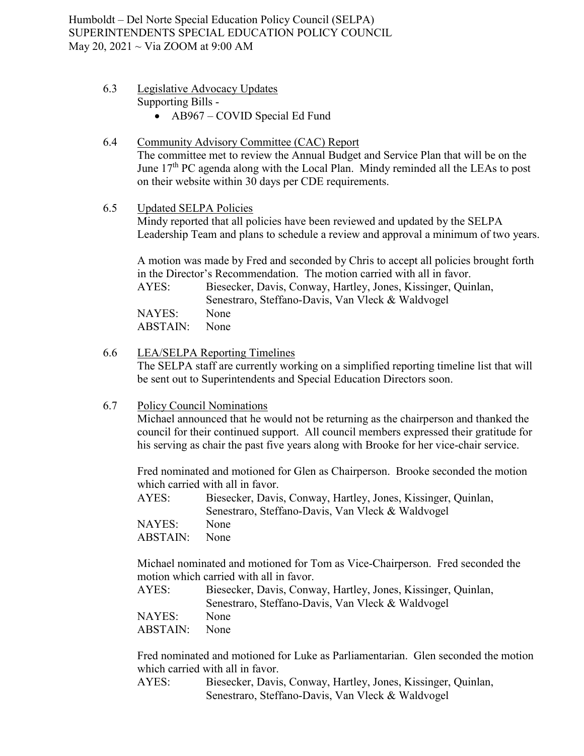6.3 Legislative Advocacy Updates

Supporting Bills -

- AB967 – COVID Special Ed Fund

6.4 Community Advisory Committee (CAC) Report

The committee met to review the Annual Budget and Service Plan that will be on the June 17th PC agenda along with the Local Plan. Mindy reminded all the LEAs to post on their website within 30 days per CDE requirements.

6.5 Updated SELPA Policies

Mindy reported that all policies have been reviewed and updated by the SELPA Leadership Team and plans to schedule a review and approval a minimum of two years.

A motion was made by Fred and seconded by Chris to accept all policies brought forth in the Director's Recommendation. The motion carried with all in favor.

AYES: Biesecker, Davis, Conway, Hartley, Jones, Kissinger, Quinlan, Senestraro, Steffano-Davis, Van Vleck & Waldvogel
NAYES: None
ABSTAIN: None

6.6 LEA/SELPA Reporting Timelines

The SELPA staff are currently working on a simplified reporting timeline list that will be sent out to Superintendents and Special Education Directors soon.

6.7 Policy Council Nominations

Michael announced that he would not be returning as the chairperson and thanked the council for their continued support. All council members expressed their gratitude for his serving as chair the past five years along with Brooke for her vice-chair service.

Fred nominated and motioned for Glen as Chairperson. Brooke seconded the motion which carried with all in favor.

AYES: Biesecker, Davis, Conway, Hartley, Jones, Kissinger, Quinlan, Senestraro, Steffano-Davis, Van Vleck & Waldvogel
NAYES: None
ABSTAIN: None

Michael nominated and motioned for Tom as Vice-Chairperson. Fred seconded the motion which carried with all in favor.

AYES: Biesecker, Davis, Conway, Hartley, Jones, Kissinger, Quinlan, Senestraro, Steffano-Davis, Van Vleck & Waldvogel
NAYES: None
ABSTAIN: None

Fred nominated and motioned for Luke as Parliamentarian. Glen seconded the motion which carried with all in favor.

AYES: Biesecker, Davis, Conway, Hartley, Jones, Kissinger, Quinlan, Senestraro, Steffano-Davis, Van Vleck & Waldvogel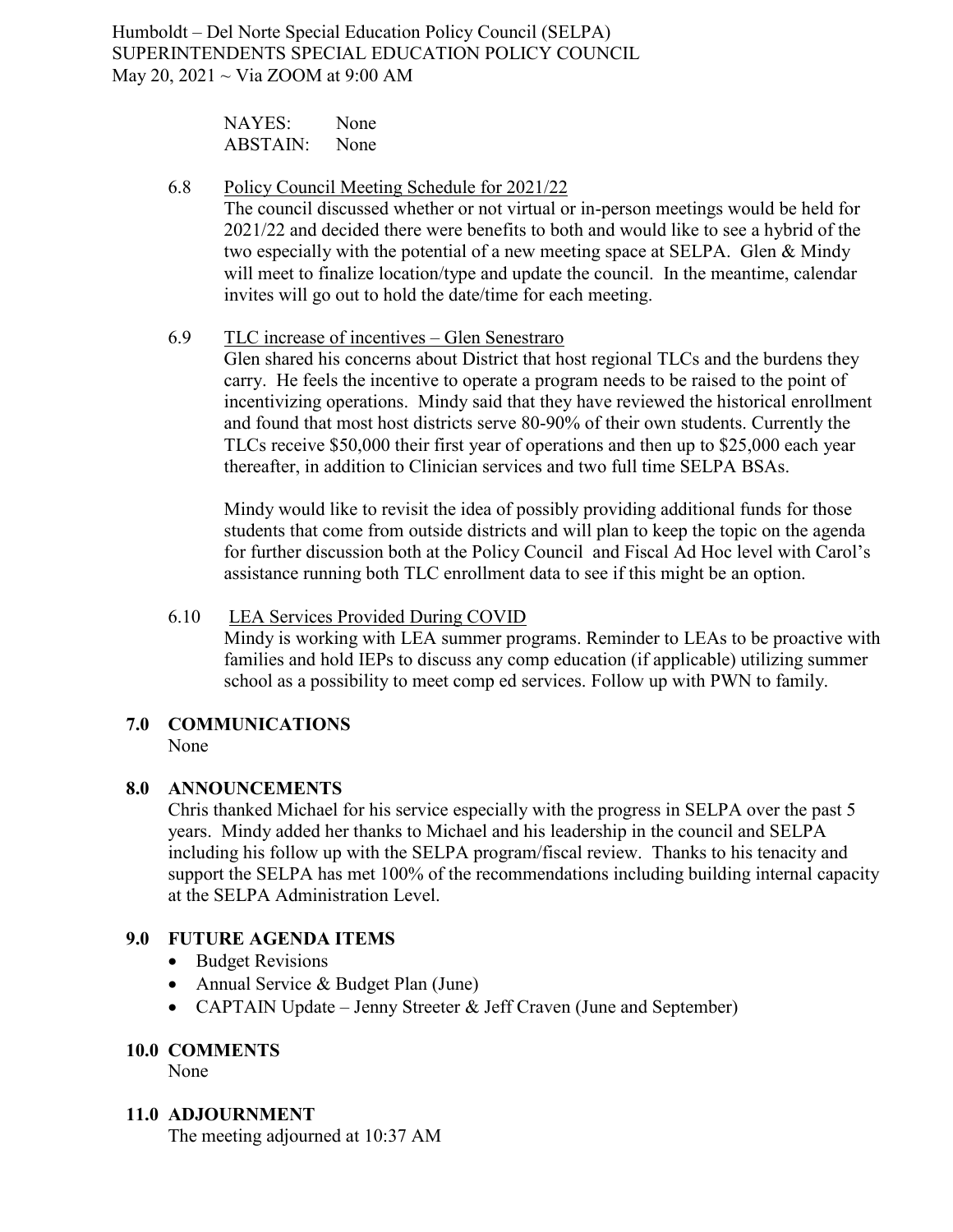NAYES: None
ABSTAIN: None

6.8 Policy Council Meeting Schedule for 2021/22

The council discussed whether or not virtual or in-person meetings would be held for 2021/22 and decided there were benefits to both and would like to see a hybrid of the two especially with the potential of a new meeting space at SELPA. Glen & Mindy will meet to finalize location/type and update the council. In the meantime, calendar invites will go out to hold the date/time for each meeting.

6.9 TLC increase of incentives – Glen Senestraro

Glen shared his concerns about District that host regional TLCs and the burdens they carry. He feels the incentive to operate a program needs to be raised to the point of incentivizing operations. Mindy said that they have reviewed the historical enrollment and found that most host districts serve 80-90% of their own students. Currently the TLCs receive $50,000 their first year of operations and then up to $25,000 each year thereafter, in addition to Clinician services and two full time SELPA BSAs.

Mindy would like to revisit the idea of possibly providing additional funds for those students that come from outside districts and will plan to keep the topic on the agenda for further discussion both at the Policy Council and Fiscal Ad Hoc level with Carol's assistance running both TLC enrollment data to see if this might be an option.

6.10 LEA Services Provided During COVID

Mindy is working with LEA summer programs. Reminder to LEAs to be proactive with families and hold IEPs to discuss any comp education (if applicable) utilizing summer school as a possibility to meet comp ed services. Follow up with PWN to family.

## 7.0 COMMUNICATIONS

None

## 8.0 ANNOUNCEMENTS

Chris thanked Michael for his service especially with the progress in SELPA over the past 5 years. Mindy added her thanks to Michael and his leadership in the council and SELPA including his follow up with the SELPA program/fiscal review. Thanks to his tenacity and support the SELPA has met 100% of the recommendations including building internal capacity at the SELPA Administration Level.

## 9.0 FUTURE AGENDA ITEMS

- Budget Revisions
- Annual Service & Budget Plan (June)
- CAPTAIN Update – Jenny Streeter & Jeff Craven (June and September)

## 10.0 COMMENTS

None

## 11.0 ADJOURNMENT

The meeting adjourned at 10:37 AM